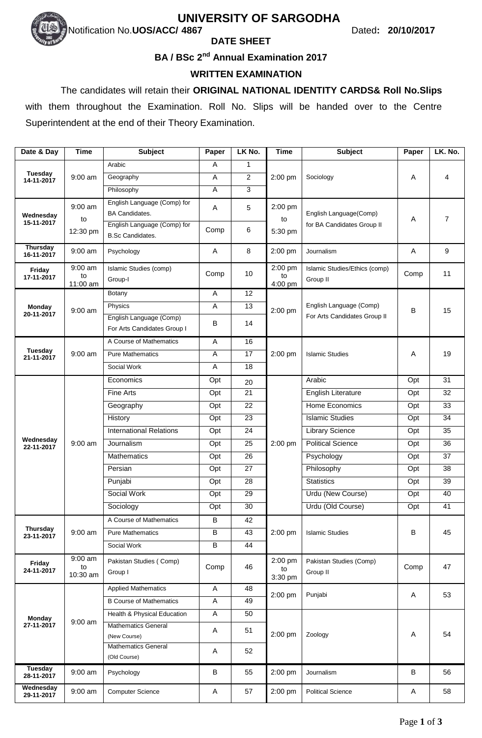# UNIVERSITY OF SARGODHA

Notification No.**UOS/ACC/ 4867** Dated**: 20/10/2017**

## DATE SHEET

### BA / BSc 2nd Annual Examination 2017

### WRITTEN EXAMINATION

The candidates will retain their **ORIGINAL NATIONAL IDENTITY CARDS& Roll No.Slips** with them throughout the Examination. Roll No. Slips will be handed over to the Centre Superintendent at the end of their Theory Examination.

| Date & Day | Time | Subject | Paper | LK No. | Time | Subject | Paper | LK. No. |
|---|---|---|---|---|---|---|---|---|
| Tuesday 14-11-2017 | 9:00 am | Arabic | A | 1 | 2:00 pm | Sociology | A | 4 |
| | | Geography | A | 2 | | | | |
| | | Philosophy | A | 3 | | | | |
| Wednesday 15-11-2017 | 9:00 am to 12:30 pm | English Language (Comp) for BA Candidates. | A | 5 | 2:00 pm to 5:30 pm | English Language(Comp) for BA Candidates Group II | A | 7 |
| | | English Language (Comp) for B.Sc Candidates. | Comp | 6 | | | | |
| Thursday 16-11-2017 | 9:00 am | Psychology | A | 8 | 2:00 pm | Journalism | A | 9 |
| Friday 17-11-2017 | 9:00 am to 11:00 am | Islamic Studies (comp) Group-I | Comp | 10 | 2:00 pm to 4:00 pm | Islamic Studies/Ethics (comp) Group II | Comp | 11 |
| Monday 20-11-2017 | 9:00 am | Botany | A | 12 | 2:00 pm | English Language (Comp) For Arts Candidates Group II | B | 15 |
| | | Physics | A | 13 | | | | |
| | | English Language (Comp) For Arts Candidates Group I | B | 14 | | | | |
| Tuesday 21-11-2017 | 9:00 am | A Course of Mathematics | A | 16 | 2:00 pm | Islamic Studies | A | 19 |
| | | Pure Mathematics | A | 17 | | | | |
| | | Social Work | A | 18 | | | | |
| Wednesday 22-11-2017 | 9:00 am | Economics | Opt | 20 | 2:00 pm | Arabic | Opt | 31 |
| | | Fine Arts | Opt | 21 | | English Literature | Opt | 32 |
| | | Geography | Opt | 22 | | Home Economics | Opt | 33 |
| | | History | Opt | 23 | | Islamic Studies | Opt | 34 |
| | | International Relations | Opt | 24 | | Library Science | Opt | 35 |
| | | Journalism | Opt | 25 | | Political Science | Opt | 36 |
| | | Mathematics | Opt | 26 | | Psychology | Opt | 37 |
| | | Persian | Opt | 27 | | Philosophy | Opt | 38 |
| | | Punjabi | Opt | 28 | | Statistics | Opt | 39 |
| | | Social Work | Opt | 29 | | Urdu (New Course) | Opt | 40 |
| | | Sociology | Opt | 30 | | Urdu (Old Course) | Opt | 41 |
| Thursday 23-11-2017 | 9:00 am | A Course of Mathematics | B | 42 | 2:00 pm | Islamic Studies | B | 45 |
| | | Pure Mathematics | B | 43 | | | | |
| | | Social Work | B | 44 | | | | |
| Friday 24-11-2017 | 9:00 am to 10:30 am | Pakistan Studies ( Comp) Group I | Comp | 46 | 2:00 pm to 3:30 pm | Pakistan Studies (Comp) Group II | Comp | 47 |
| Monday 27-11-2017 | 9:00 am | Applied Mathematics | A | 48 | 2:00 pm | Punjabi | A | 53 |
| | | B Course of Mathematics | A | 49 | | | | |
| | | Health & Physical Education | A | 50 | 2:00 pm | Zoology | A | 54 |
| | | Mathematics General (New Course) | A | 51 | | | | |
| | | Mathematics General (Old Course) | A | 52 | | | | |
| Tuesday 28-11-2017 | 9:00 am | Psychology | B | 55 | 2:00 pm | Journalism | B | 56 |
| Wednesday 29-11-2017 | 9:00 am | Computer Science | A | 57 | 2:00 pm | Political Science | A | 58 |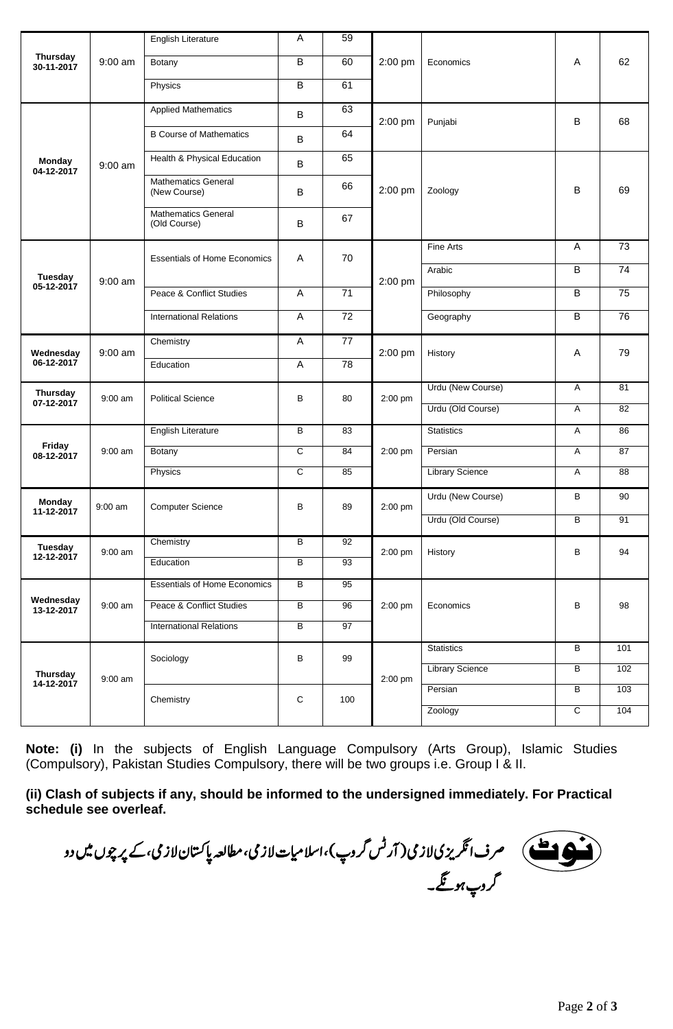| Day / Date | Time | Subject | Group | Code | Time | Subject | Group | Code |
|---|---|---|---|---|---|---|---|---|
| **Thursday 30-11-2017** | 9:00 am | English Literature | A | 59 | 2:00 pm | Economics | A | 62 |
| | | Botany | B | 60 | | | | |
| | | Physics | B | 61 | | | | |
| **Monday 04-12-2017** | 9:00 am | Applied Mathematics | B | 63 | 2:00 pm | Punjabi | B | 68 |
| | | B Course of Mathematics | B | 64 | | | | |
| | | Health & Physical Education | B | 65 | 2:00 pm | Zoology | B | 69 |
| | | Mathematics General (New Course) | B | 66 | | | | |
| | | Mathematics General (Old Course) | B | 67 | | | | |
| **Tuesday 05-12-2017** | 9:00 am | Essentials of Home Economics | A | 70 | 2:00 pm | Fine Arts | A | 73 |
| | | | | | | Arabic | B | 74 |
| | | Peace & Conflict Studies | A | 71 | | Philosophy | B | 75 |
| | | International Relations | A | 72 | | Geography | B | 76 |
| **Wednesday 06-12-2017** | 9:00 am | Chemistry | A | 77 | 2:00 pm | History | A | 79 |
| | | Education | A | 78 | | | | |
| **Thursday 07-12-2017** | 9:00 am | Political Science | B | 80 | 2:00 pm | Urdu (New Course) | A | 81 |
| | | | | | | Urdu (Old Course) | A | 82 |
| **Friday 08-12-2017** | 9:00 am | English Literature | B | 83 | 2:00 pm | Statistics | A | 86 |
| | | Botany | C | 84 | | Persian | A | 87 |
| | | Physics | C | 85 | | Library Science | A | 88 |
| **Monday 11-12-2017** | 9:00 am | Computer Science | B | 89 | 2:00 pm | Urdu (New Course) | B | 90 |
| | | | | | | Urdu (Old Course) | B | 91 |
| **Tuesday 12-12-2017** | 9:00 am | Chemistry | B | 92 | 2:00 pm | History | B | 94 |
| | | Education | B | 93 | | | | |
| **Wednesday 13-12-2017** | 9:00 am | Essentials of Home Economics | B | 95 | 2:00 pm | Economics | B | 98 |
| | | Peace & Conflict Studies | B | 96 | | | | |
| | | International Relations | B | 97 | | | | |
| **Thursday 14-12-2017** | 9:00 am | Sociology | B | 99 | 2:00 pm | Statistics | B | 101 |
| | | | | | | Library Science | B | 102 |
| | | Chemistry | C | 100 | | Persian | B | 103 |
| | | | | | | Zoology | C | 104 |

**Note: (i)** In the subjects of English Language Compulsory (Arts Group), Islamic Studies (Compulsory), Pakistan Studies Compulsory, there will be two groups i.e. Group I & II.

**(ii) Clash of subjects if any, should be informed to the undersigned immediately. For Practical schedule see overleaf.**

**نوٹ** صرف انگریزی لازمی (آرٹس گروپ)، اسلامیات لازمی، مطالعہ پاکستان لازمی، کے پرچوں میں دو گروپ ہونگے۔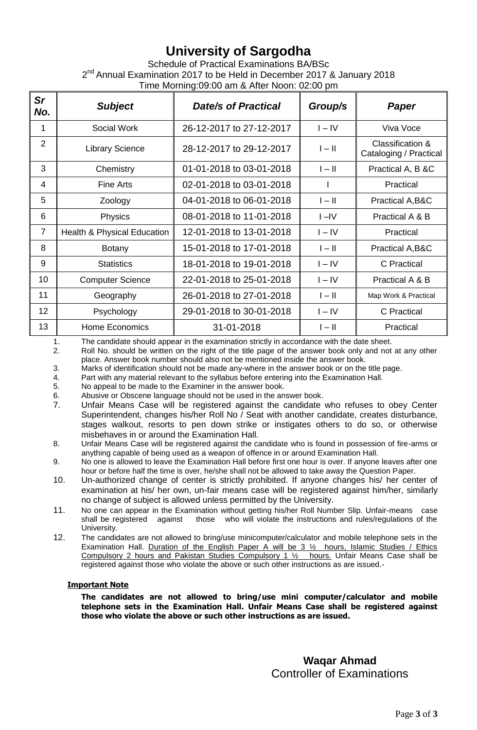# University of Sargodha

Schedule of Practical Examinations BA/BSc

2nd Annual Examination 2017 to be Held in December 2017 & January 2018

Time Morning:09:00 am & After Noon: 02:00 pm

| *Sr No.* | *Subject* | *Date/s of Practical* | *Group/s* | *Paper* |
|---|---|---|---|---|
| 1 | Social Work | 26-12-2017 to 27-12-2017 | I – IV | Viva Voce |
| 2 | Library Science | 28-12-2017 to 29-12-2017 | I – II | Classification & Cataloging / Practical |
| 3 | Chemistry | 01-01-2018 to 03-01-2018 | I – II | Practical A, B &C |
| 4 | Fine Arts | 02-01-2018 to 03-01-2018 | I | Practical |
| 5 | Zoology | 04-01-2018 to 06-01-2018 | I – II | Practical A,B&C |
| 6 | Physics | 08-01-2018 to 11-01-2018 | I –IV | Practical A & B |
| 7 | Health & Physical Education | 12-01-2018 to 13-01-2018 | I – IV | Practical |
| 8 | Botany | 15-01-2018 to 17-01-2018 | I – II | Practical A,B&C |
| 9 | Statistics | 18-01-2018 to 19-01-2018 | I – IV | C Practical |
| 10 | Computer Science | 22-01-2018 to 25-01-2018 | I – IV | Practical A & B |
| 11 | Geography | 26-01-2018 to 27-01-2018 | I – II | Map Work & Practical |
| 12 | Psychology | 29-01-2018 to 30-01-2018 | I – IV | C Practical |
| 13 | Home Economics | 31-01-2018 | I – II | Practical |

1. The candidate should appear in the examination strictly in accordance with the date sheet.
2. Roll No. should be written on the right of the title page of the answer book only and not at any other place. Answer book number should also not be mentioned inside the answer book.
3. Marks of identification should not be made any-where in the answer book or on the title page.
4. Part with any material relevant to the syllabus before entering into the Examination Hall.
5. No appeal to be made to the Examiner in the answer book.
6. Abusive or Obscene language should not be used in the answer book.
7. Unfair Means Case will be registered against the candidate who refuses to obey Center Superintendent, changes his/her Roll No / Seat with another candidate, creates disturbance, stages walkout, resorts to pen down strike or instigates others to do so, or otherwise misbehaves in or around the Examination Hall.
8. Unfair Means Case will be registered against the candidate who is found in possession of fire-arms or anything capable of being used as a weapon of offence in or around Examination Hall.
9. No one is allowed to leave the Examination Hall before first one hour is over. If anyone leaves after one hour or before half the time is over, he/she shall not be allowed to take away the Question Paper.
10. Un-authorized change of center is strictly prohibited. If anyone changes his/ her center of examination at his/ her own, un-fair means case will be registered against him/her, similarly no change of subject is allowed unless permitted by the University.
11. No one can appear in the Examination without getting his/her Roll Number Slip. Unfair-means case shall be registered against those who will violate the instructions and rules/regulations of the University.
12. The candidates are not allowed to bring/use minicomputer/calculator and mobile telephone sets in the Examination Hall. Duration of the English Paper A will be 3 ½ hours, Islamic Studies / Ethics Compulsory 2 hours and Pakistan Studies Compulsory 1 ½ hours. Unfair Means Case shall be registered against those who violate the above or such other instructions as are issued.-

**Important Note**

**The candidates are not allowed to bring/use mini computer/calculator and mobile telephone sets in the Examination Hall. Unfair Means Case shall be registered against those who violate the above or such other instructions as are issued.**

**Waqar Ahmad**
Controller of Examinations